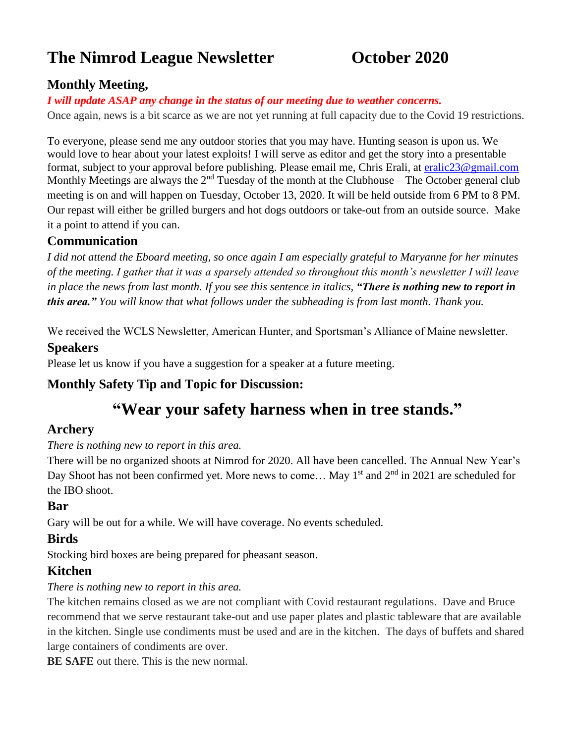# The Nimrod League Newsletter October 2020

## Monthly Meeting,

***I will update ASAP any change in the status of our meeting due to weather concerns.***

Once again, news is a bit scarce as we are not yet running at full capacity due to the Covid 19 restrictions.

To everyone, please send me any outdoor stories that you may have. Hunting season is upon us. We would love to hear about your latest exploits! I will serve as editor and get the story into a presentable format, subject to your approval before publishing. Please email me, Chris Erali, at eralic23@gmail.com Monthly Meetings are always the 2nd Tuesday of the month at the Clubhouse – The October general club meeting is on and will happen on Tuesday, October 13, 2020. It will be held outside from 6 PM to 8 PM. Our repast will either be grilled burgers and hot dogs outdoors or take-out from an outside source. Make it a point to attend if you can.

## Communication

*I did not attend the Eboard meeting, so once again I am especially grateful to Maryanne for her minutes of the meeting. I gather that it was a sparsely attended so throughout this month's newsletter I will leave in place the news from last month. If you see this sentence in italics,* ***"There is nothing new to report in this area."*** *You will know that what follows under the subheading is from last month. Thank you.*

We received the WCLS Newsletter, American Hunter, and Sportsman's Alliance of Maine newsletter.

## Speakers

Please let us know if you have a suggestion for a speaker at a future meeting.

## Monthly Safety Tip and Topic for Discussion:

# "Wear your safety harness when in tree stands."

## Archery

*There is nothing new to report in this area.*

There will be no organized shoots at Nimrod for 2020. All have been cancelled. The Annual New Year's Day Shoot has not been confirmed yet. More news to come… May 1st and 2nd in 2021 are scheduled for the IBO shoot.

## Bar

Gary will be out for a while. We will have coverage. No events scheduled.

## Birds

Stocking bird boxes are being prepared for pheasant season.

## Kitchen

*There is nothing new to report in this area.*

The kitchen remains closed as we are not compliant with Covid restaurant regulations. Dave and Bruce recommend that we serve restaurant take-out and use paper plates and plastic tableware that are available in the kitchen. Single use condiments must be used and are in the kitchen. The days of buffets and shared large containers of condiments are over.

**BE SAFE** out there. This is the new normal.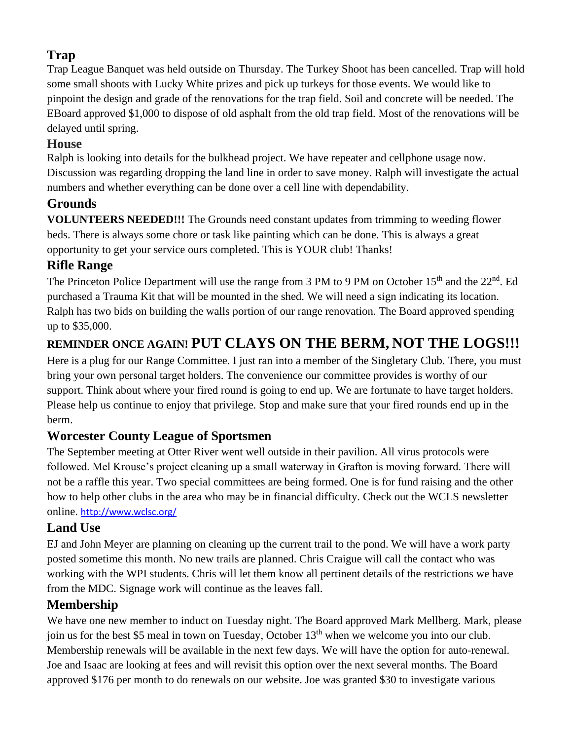## Trap

Trap League Banquet was held outside on Thursday. The Turkey Shoot has been cancelled. Trap will hold some small shoots with Lucky White prizes and pick up turkeys for those events. We would like to pinpoint the design and grade of the renovations for the trap field. Soil and concrete will be needed. The EBoard approved $1,000 to dispose of old asphalt from the old trap field. Most of the renovations will be delayed until spring.

## House

Ralph is looking into details for the bulkhead project. We have repeater and cellphone usage now. Discussion was regarding dropping the land line in order to save money. Ralph will investigate the actual numbers and whether everything can be done over a cell line with dependability.

## Grounds

**VOLUNTEERS NEEDED!!!** The Grounds need constant updates from trimming to weeding flower beds. There is always some chore or task like painting which can be done. This is always a great opportunity to get your service ours completed. This is YOUR club! Thanks!

## Rifle Range

The Princeton Police Department will use the range from 3 PM to 9 PM on October 15th and the 22nd. Ed purchased a Trauma Kit that will be mounted in the shed. We will need a sign indicating its location. Ralph has two bids on building the walls portion of our range renovation. The Board approved spending up to $35,000.

## REMINDER ONCE AGAIN! PUT CLAYS ON THE BERM, NOT THE LOGS!!!

Here is a plug for our Range Committee. I just ran into a member of the Singletary Club. There, you must bring your own personal target holders. The convenience our committee provides is worthy of our support. Think about where your fired round is going to end up. We are fortunate to have target holders. Please help us continue to enjoy that privilege. Stop and make sure that your fired rounds end up in the berm.

## Worcester County League of Sportsmen

The September meeting at Otter River went well outside in their pavilion. All virus protocols were followed. Mel Krouse's project cleaning up a small waterway in Grafton is moving forward. There will not be a raffle this year. Two special committees are being formed. One is for fund raising and the other how to help other clubs in the area who may be in financial difficulty. Check out the WCLS newsletter online. http://www.wclsc.org/

## Land Use

EJ and John Meyer are planning on cleaning up the current trail to the pond. We will have a work party posted sometime this month. No new trails are planned. Chris Craigue will call the contact who was working with the WPI students. Chris will let them know all pertinent details of the restrictions we have from the MDC. Signage work will continue as the leaves fall.

## Membership

We have one new member to induct on Tuesday night. The Board approved Mark Mellberg. Mark, please join us for the best $5 meal in town on Tuesday, October 13th when we welcome you into our club. Membership renewals will be available in the next few days. We will have the option for auto-renewal. Joe and Isaac are looking at fees and will revisit this option over the next several months. The Board approved $176 per month to do renewals on our website. Joe was granted $30 to investigate various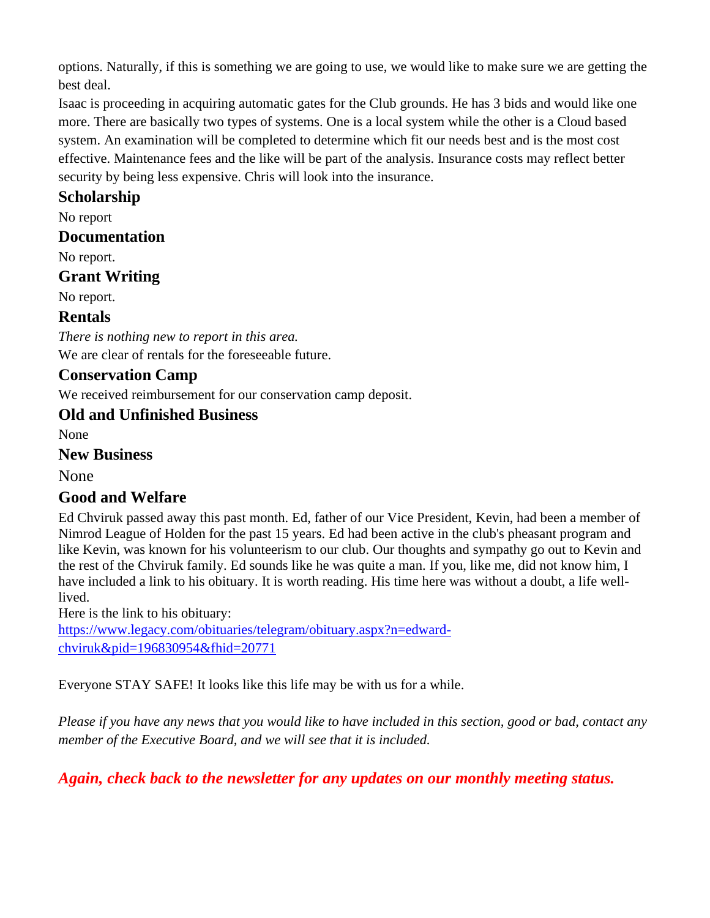options. Naturally, if this is something we are going to use, we would like to make sure we are getting the best deal.

Isaac is proceeding in acquiring automatic gates for the Club grounds. He has 3 bids and would like one more. There are basically two types of systems. One is a local system while the other is a Cloud based system. An examination will be completed to determine which fit our needs best and is the most cost effective. Maintenance fees and the like will be part of the analysis. Insurance costs may reflect better security by being less expensive. Chris will look into the insurance.

## Scholarship

No report

## Documentation

No report.

## Grant Writing

No report.

## Rentals

*There is nothing new to report in this area.*

We are clear of rentals for the foreseeable future.

## Conservation Camp

We received reimbursement for our conservation camp deposit.

## Old and Unfinished Business

None

## New Business

None

## Good and Welfare

Ed Chviruk passed away this past month. Ed, father of our Vice President, Kevin, had been a member of Nimrod League of Holden for the past 15 years. Ed had been active in the club's pheasant program and like Kevin, was known for his volunteerism to our club. Our thoughts and sympathy go out to Kevin and the rest of the Chviruk family. Ed sounds like he was quite a man. If you, like me, did not know him, I have included a link to his obituary. It is worth reading. His time here was without a doubt, a life well-lived.

Here is the link to his obituary:
https://www.legacy.com/obituaries/telegram/obituary.aspx?n=edward-chviruk&pid=196830954&fhid=20771

Everyone STAY SAFE! It looks like this life may be with us for a while.

*Please if you have any news that you would like to have included in this section, good or bad, contact any member of the Executive Board, and we will see that it is included.*

***Again, check back to the newsletter for any updates on our monthly meeting status.***